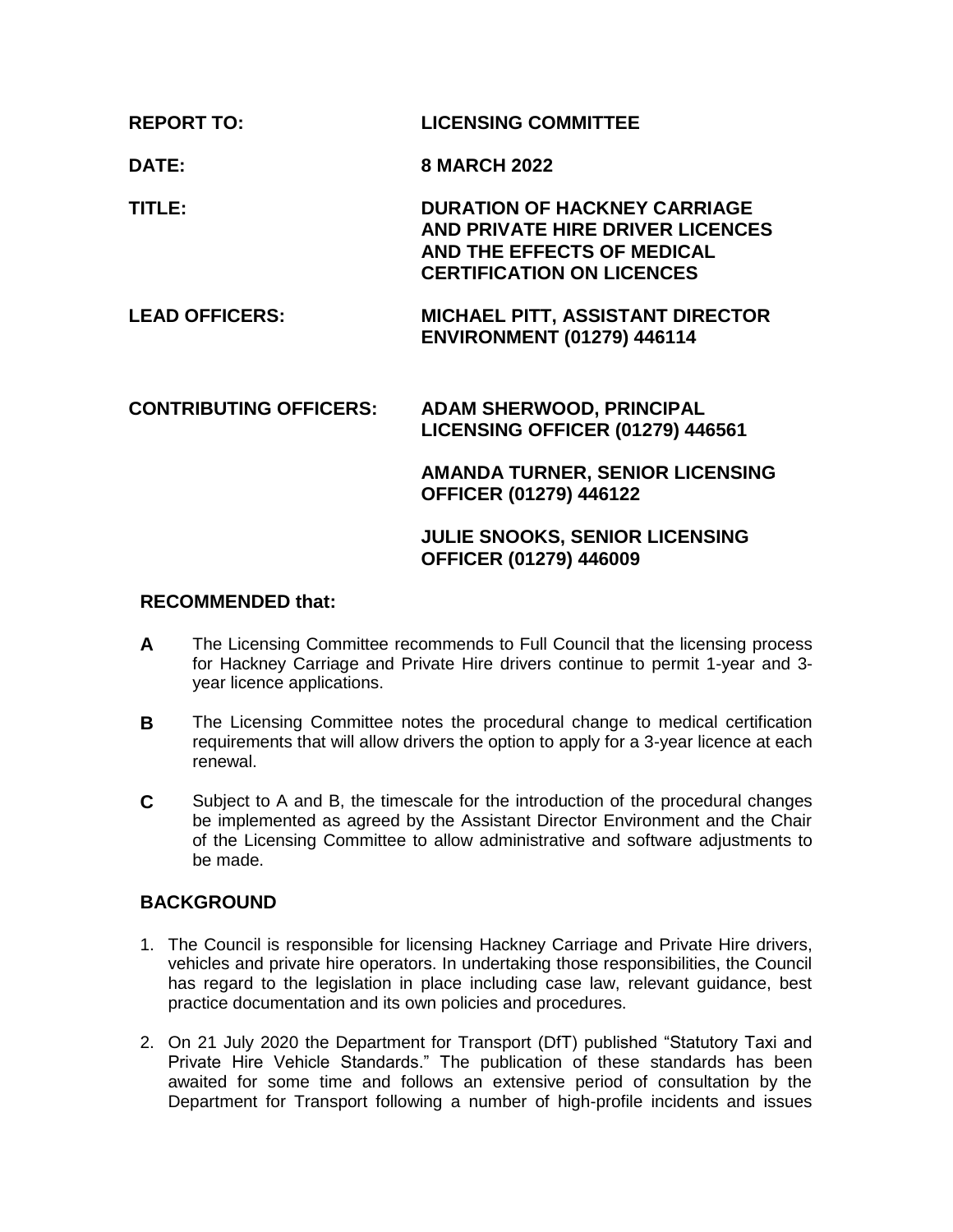| | |
|---|---|
| **REPORT TO:** | **LICENSING COMMITTEE** |
| **DATE:** | **8 MARCH 2022** |
| **TITLE:** | **DURATION OF HACKNEY CARRIAGE AND PRIVATE HIRE DRIVER LICENCES AND THE EFFECTS OF MEDICAL CERTIFICATION ON LICENCES** |
| **LEAD OFFICERS:** | **MICHAEL PITT, ASSISTANT DIRECTOR ENVIRONMENT (01279) 446114** |
| **CONTRIBUTING OFFICERS:** | **ADAM SHERWOOD, PRINCIPAL LICENSING OFFICER (01279) 446561** |
| | **AMANDA TURNER, SENIOR LICENSING OFFICER (01279) 446122** |
| | **JULIE SNOOKS, SENIOR LICENSING OFFICER (01279) 446009** |

## RECOMMENDED that:

**A** The Licensing Committee recommends to Full Council that the licensing process for Hackney Carriage and Private Hire drivers continue to permit 1-year and 3-year licence applications.

**B** The Licensing Committee notes the procedural change to medical certification requirements that will allow drivers the option to apply for a 3-year licence at each renewal.

**C** Subject to A and B, the timescale for the introduction of the procedural changes be implemented as agreed by the Assistant Director Environment and the Chair of the Licensing Committee to allow administrative and software adjustments to be made.

## BACKGROUND

1. The Council is responsible for licensing Hackney Carriage and Private Hire drivers, vehicles and private hire operators. In undertaking those responsibilities, the Council has regard to the legislation in place including case law, relevant guidance, best practice documentation and its own policies and procedures.

2. On 21 July 2020 the Department for Transport (DfT) published "Statutory Taxi and Private Hire Vehicle Standards." The publication of these standards has been awaited for some time and follows an extensive period of consultation by the Department for Transport following a number of high-profile incidents and issues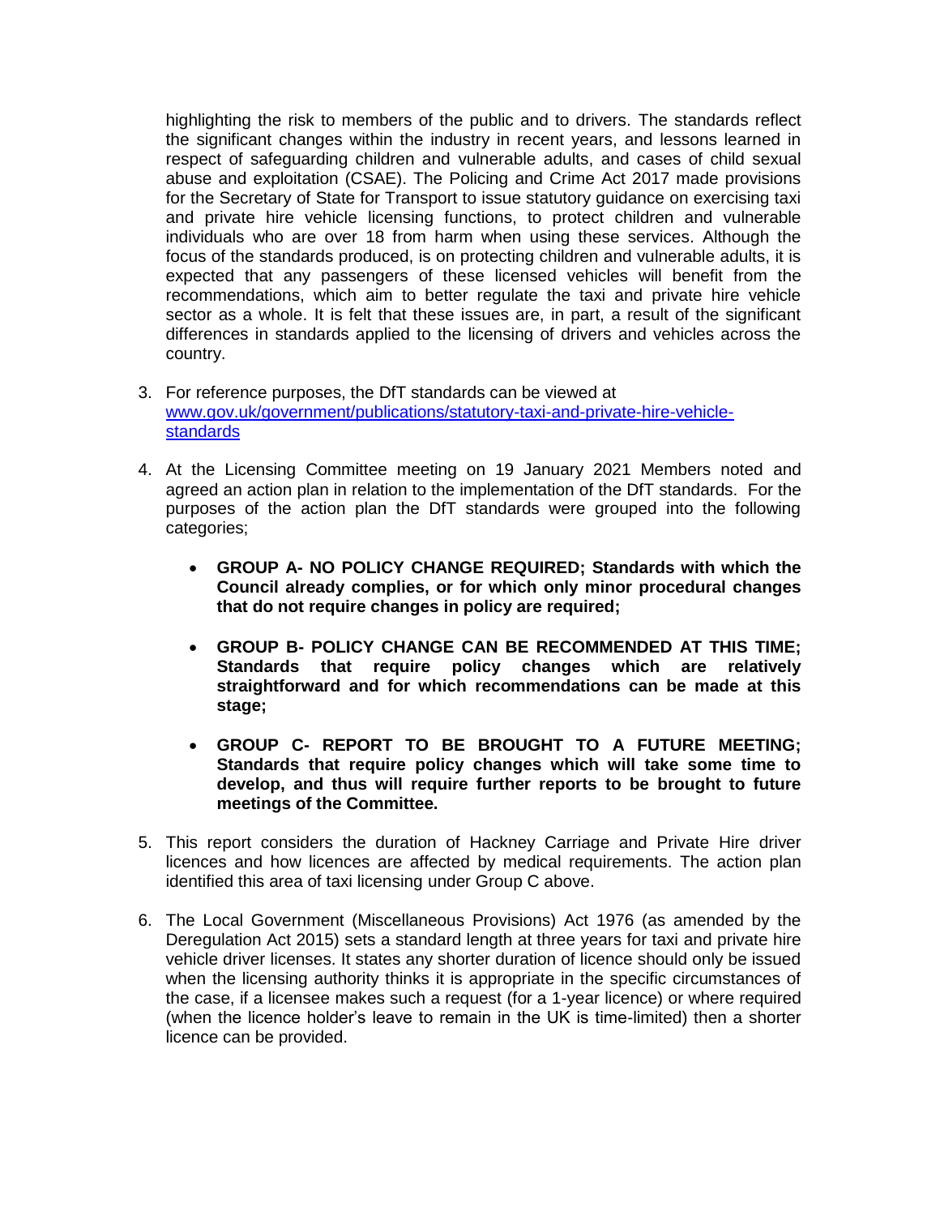highlighting the risk to members of the public and to drivers. The standards reflect the significant changes within the industry in recent years, and lessons learned in respect of safeguarding children and vulnerable adults, and cases of child sexual abuse and exploitation (CSAE). The Policing and Crime Act 2017 made provisions for the Secretary of State for Transport to issue statutory guidance on exercising taxi and private hire vehicle licensing functions, to protect children and vulnerable individuals who are over 18 from harm when using these services. Although the focus of the standards produced, is on protecting children and vulnerable adults, it is expected that any passengers of these licensed vehicles will benefit from the recommendations, which aim to better regulate the taxi and private hire vehicle sector as a whole. It is felt that these issues are, in part, a result of the significant differences in standards applied to the licensing of drivers and vehicles across the country.

3. For reference purposes, the DfT standards can be viewed at [www.gov.uk/government/publications/statutory-taxi-and-private-hire-vehicle-standards](www.gov.uk/government/publications/statutory-taxi-and-private-hire-vehicle-standards)

4. At the Licensing Committee meeting on 19 January 2021 Members noted and agreed an action plan in relation to the implementation of the DfT standards. For the purposes of the action plan the DfT standards were grouped into the following categories;

   - **GROUP A- NO POLICY CHANGE REQUIRED; Standards with which the Council already complies, or for which only minor procedural changes that do not require changes in policy are required;**

   - **GROUP B- POLICY CHANGE CAN BE RECOMMENDED AT THIS TIME; Standards that require policy changes which are relatively straightforward and for which recommendations can be made at this stage;**

   - **GROUP C- REPORT TO BE BROUGHT TO A FUTURE MEETING; Standards that require policy changes which will take some time to develop, and thus will require further reports to be brought to future meetings of the Committee.**

5. This report considers the duration of Hackney Carriage and Private Hire driver licences and how licences are affected by medical requirements. The action plan identified this area of taxi licensing under Group C above.

6. The Local Government (Miscellaneous Provisions) Act 1976 (as amended by the Deregulation Act 2015) sets a standard length at three years for taxi and private hire vehicle driver licenses. It states any shorter duration of licence should only be issued when the licensing authority thinks it is appropriate in the specific circumstances of the case, if a licensee makes such a request (for a 1-year licence) or where required (when the licence holder's leave to remain in the UK is time-limited) then a shorter licence can be provided.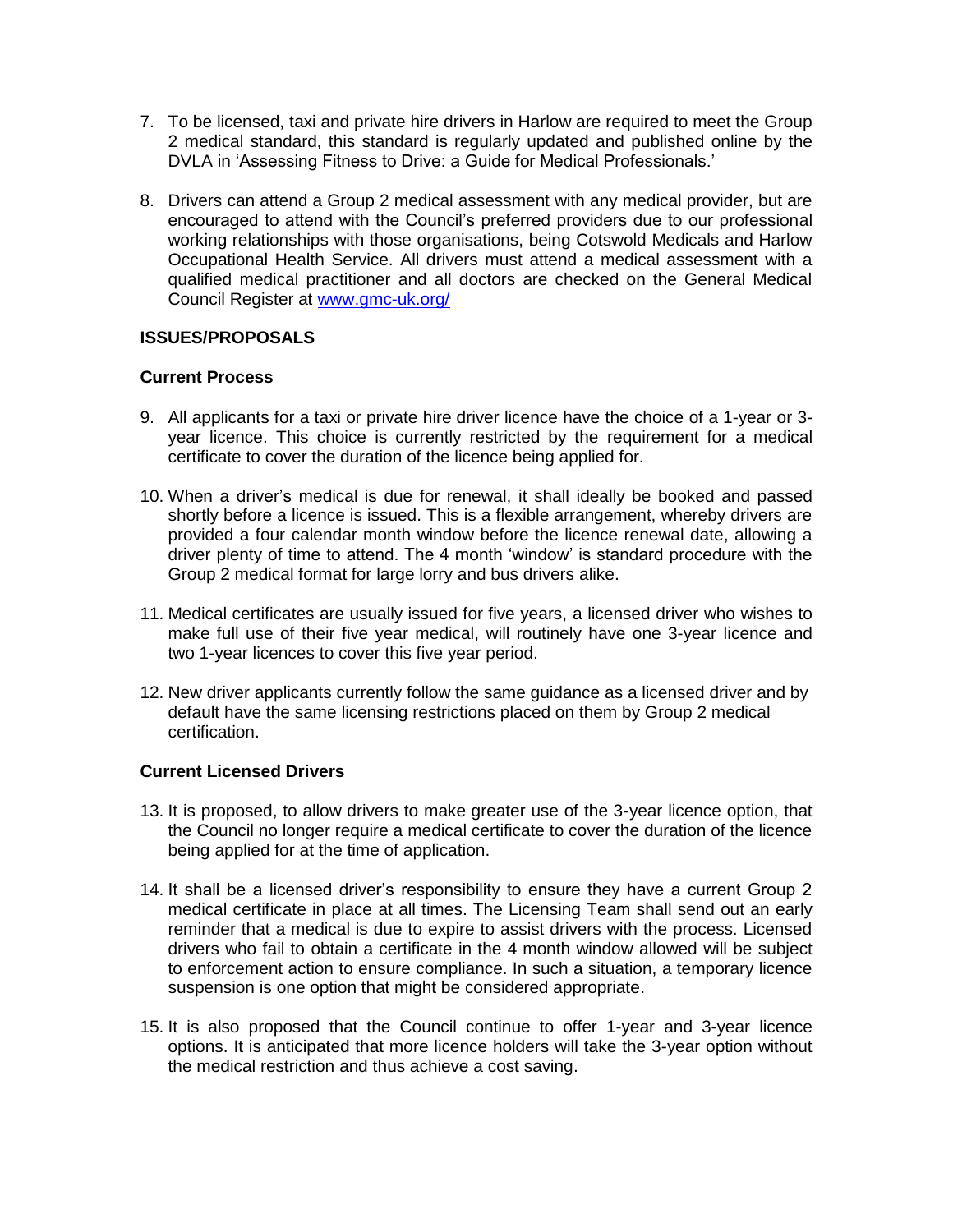7. To be licensed, taxi and private hire drivers in Harlow are required to meet the Group 2 medical standard, this standard is regularly updated and published online by the DVLA in 'Assessing Fitness to Drive: a Guide for Medical Professionals.'

8. Drivers can attend a Group 2 medical assessment with any medical provider, but are encouraged to attend with the Council's preferred providers due to our professional working relationships with those organisations, being Cotswold Medicals and Harlow Occupational Health Service. All drivers must attend a medical assessment with a qualified medical practitioner and all doctors are checked on the General Medical Council Register at [www.gmc-uk.org/](www.gmc-uk.org/)

**ISSUES/PROPOSALS**

**Current Process**

9. All applicants for a taxi or private hire driver licence have the choice of a 1-year or 3-year licence. This choice is currently restricted by the requirement for a medical certificate to cover the duration of the licence being applied for.

10. When a driver's medical is due for renewal, it shall ideally be booked and passed shortly before a licence is issued. This is a flexible arrangement, whereby drivers are provided a four calendar month window before the licence renewal date, allowing a driver plenty of time to attend. The 4 month 'window' is standard procedure with the Group 2 medical format for large lorry and bus drivers alike.

11. Medical certificates are usually issued for five years, a licensed driver who wishes to make full use of their five year medical, will routinely have one 3-year licence and two 1-year licences to cover this five year period.

12. New driver applicants currently follow the same guidance as a licensed driver and by default have the same licensing restrictions placed on them by Group 2 medical certification.

**Current Licensed Drivers**

13. It is proposed, to allow drivers to make greater use of the 3-year licence option, that the Council no longer require a medical certificate to cover the duration of the licence being applied for at the time of application.

14. It shall be a licensed driver's responsibility to ensure they have a current Group 2 medical certificate in place at all times. The Licensing Team shall send out an early reminder that a medical is due to expire to assist drivers with the process. Licensed drivers who fail to obtain a certificate in the 4 month window allowed will be subject to enforcement action to ensure compliance. In such a situation, a temporary licence suspension is one option that might be considered appropriate.

15. It is also proposed that the Council continue to offer 1-year and 3-year licence options. It is anticipated that more licence holders will take the 3-year option without the medical restriction and thus achieve a cost saving.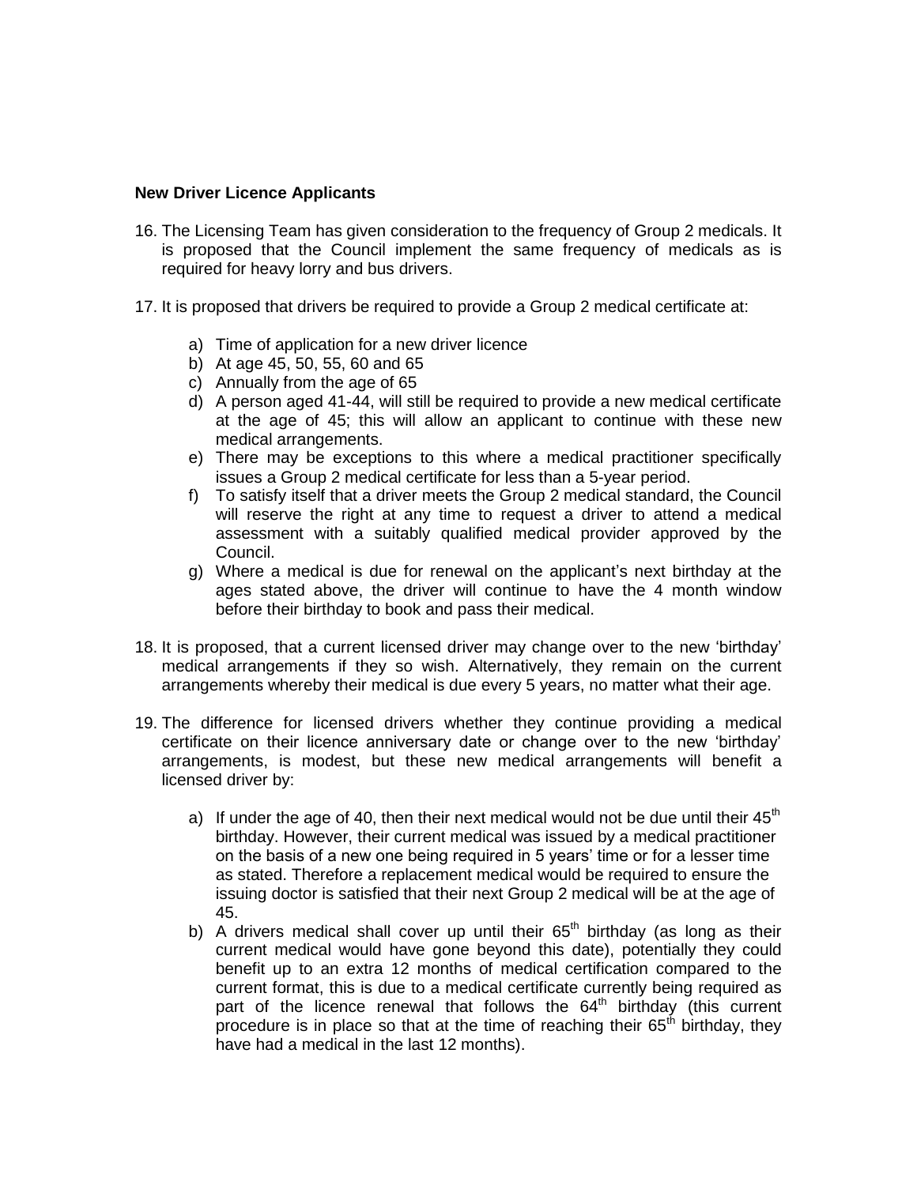**New Driver Licence Applicants**

16. The Licensing Team has given consideration to the frequency of Group 2 medicals. It is proposed that the Council implement the same frequency of medicals as is required for heavy lorry and bus drivers.

17. It is proposed that drivers be required to provide a Group 2 medical certificate at:

    a) Time of application for a new driver licence
    b) At age 45, 50, 55, 60 and 65
    c) Annually from the age of 65
    d) A person aged 41-44, will still be required to provide a new medical certificate at the age of 45; this will allow an applicant to continue with these new medical arrangements.
    e) There may be exceptions to this where a medical practitioner specifically issues a Group 2 medical certificate for less than a 5-year period.
    f) To satisfy itself that a driver meets the Group 2 medical standard, the Council will reserve the right at any time to request a driver to attend a medical assessment with a suitably qualified medical provider approved by the Council.
    g) Where a medical is due for renewal on the applicant's next birthday at the ages stated above, the driver will continue to have the 4 month window before their birthday to book and pass their medical.

18. It is proposed, that a current licensed driver may change over to the new 'birthday' medical arrangements if they so wish. Alternatively, they remain on the current arrangements whereby their medical is due every 5 years, no matter what their age.

19. The difference for licensed drivers whether they continue providing a medical certificate on their licence anniversary date or change over to the new 'birthday' arrangements, is modest, but these new medical arrangements will benefit a licensed driver by:

    a) If under the age of 40, then their next medical would not be due until their 45th birthday. However, their current medical was issued by a medical practitioner on the basis of a new one being required in 5 years' time or for a lesser time as stated. Therefore a replacement medical would be required to ensure the issuing doctor is satisfied that their next Group 2 medical will be at the age of 45.
    b) A drivers medical shall cover up until their 65th birthday (as long as their current medical would have gone beyond this date), potentially they could benefit up to an extra 12 months of medical certification compared to the current format, this is due to a medical certificate currently being required as part of the licence renewal that follows the 64th birthday (this current procedure is in place so that at the time of reaching their 65th birthday, they have had a medical in the last 12 months).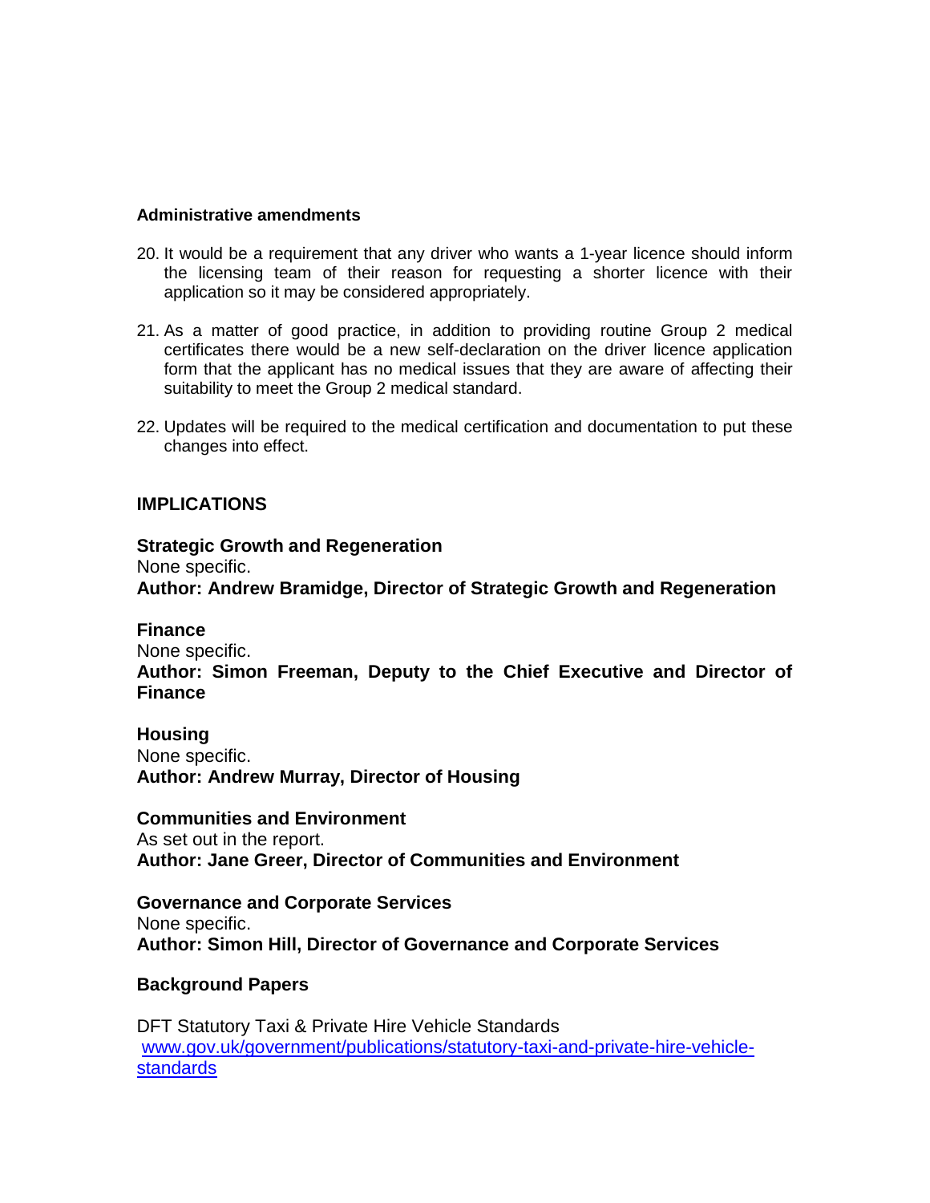**Administrative amendments**

20. It would be a requirement that any driver who wants a 1-year licence should inform the licensing team of their reason for requesting a shorter licence with their application so it may be considered appropriately.

21. As a matter of good practice, in addition to providing routine Group 2 medical certificates there would be a new self-declaration on the driver licence application form that the applicant has no medical issues that they are aware of affecting their suitability to meet the Group 2 medical standard.

22. Updates will be required to the medical certification and documentation to put these changes into effect.

## IMPLICATIONS

**Strategic Growth and Regeneration**
None specific.
**Author: Andrew Bramidge, Director of Strategic Growth and Regeneration**

**Finance**
None specific.
**Author: Simon Freeman, Deputy to the Chief Executive and Director of Finance**

**Housing**
None specific.
**Author: Andrew Murray, Director of Housing**

**Communities and Environment**
As set out in the report.
**Author: Jane Greer, Director of Communities and Environment**

**Governance and Corporate Services**
None specific.
**Author: Simon Hill, Director of Governance and Corporate Services**

**Background Papers**

DFT Statutory Taxi & Private Hire Vehicle Standards
[www.gov.uk/government/publications/statutory-taxi-and-private-hire-vehicle-standards](https://www.gov.uk/government/publications/statutory-taxi-and-private-hire-vehicle-standards)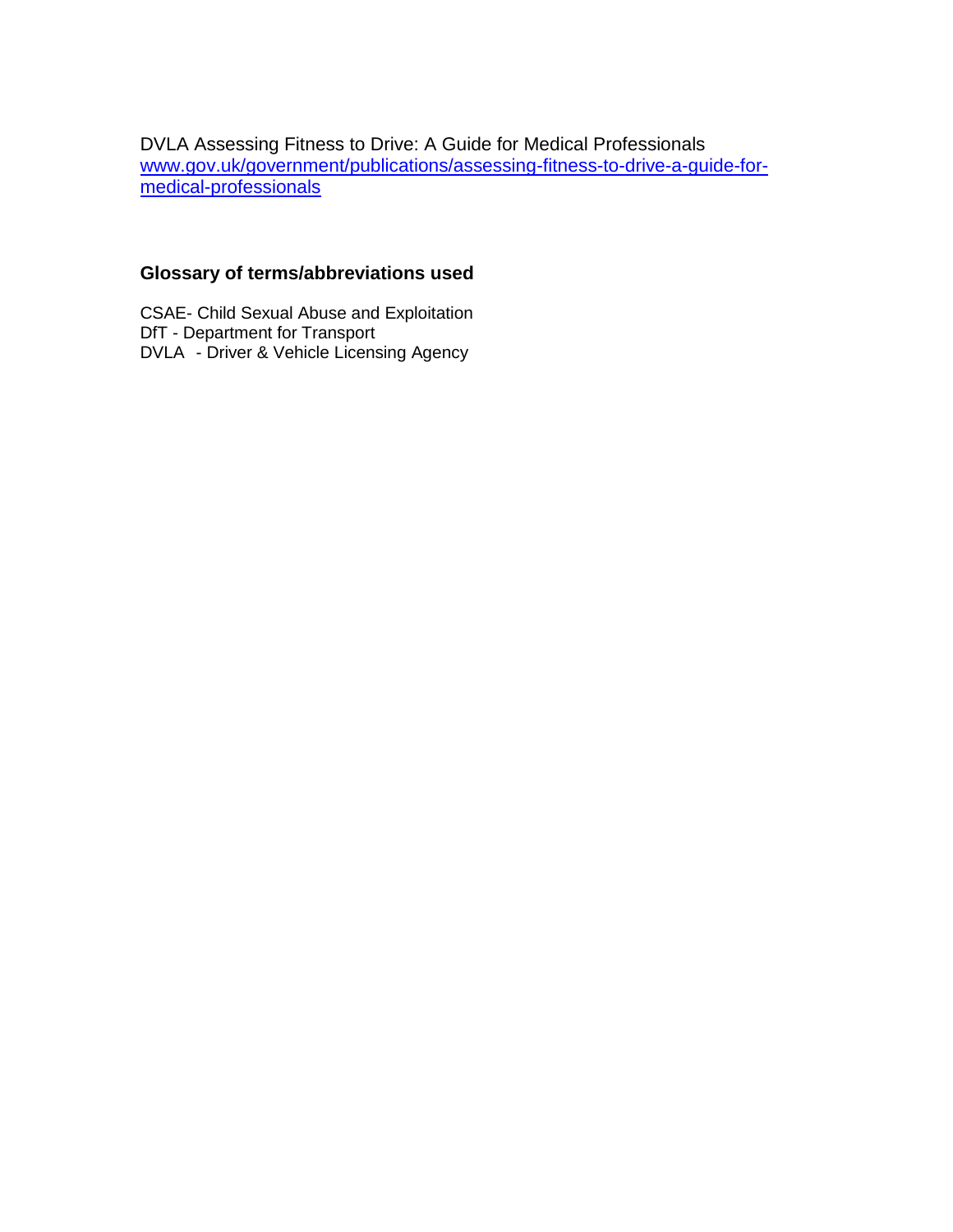DVLA Assessing Fitness to Drive: A Guide for Medical Professionals
[www.gov.uk/government/publications/assessing-fitness-to-drive-a-guide-for-medical-professionals](http://www.gov.uk/government/publications/assessing-fitness-to-drive-a-guide-for-medical-professionals)

**Glossary of terms/abbreviations used**

CSAE- Child Sexual Abuse and Exploitation
DfT - Department for Transport
DVLA - Driver & Vehicle Licensing Agency